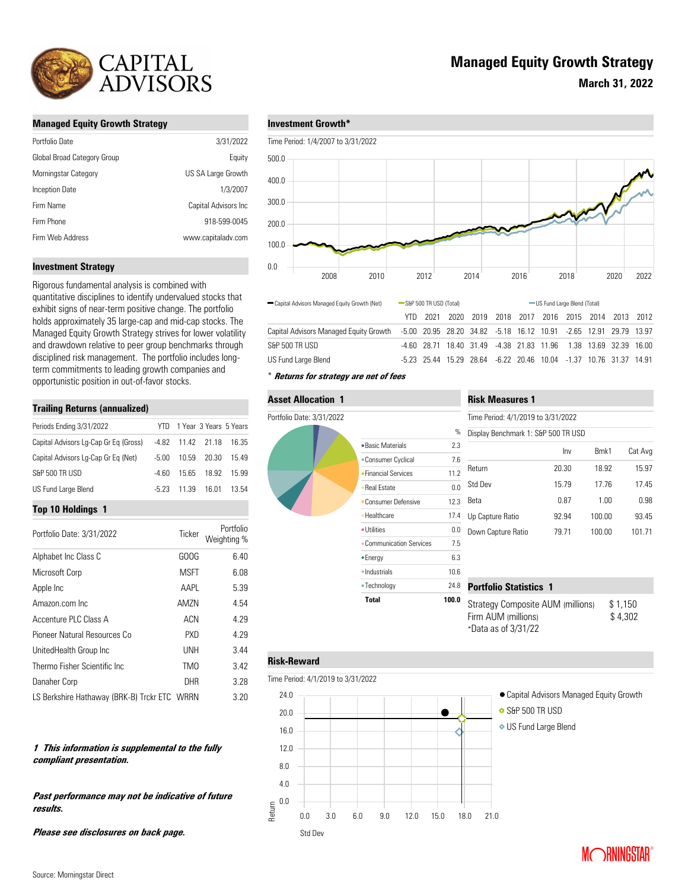# Managed Equity Growth Strategy

**March 31, 2022**

## Managed Equity Growth Strategy

| | |
|---|---|
| Portfolio Date | 3/31/2022 |
| Global Broad Category Group | Equity |
| Morningstar Category | US SA Large Growth |
| Inception Date | 1/3/2007 |
| Firm Name | Capital Advisors Inc |
| Firm Phone | 918-599-0045 |
| Firm Web Address | www.capitaladv.com |

## Investment Strategy

Rigorous fundamental analysis is combined with quantitative disciplines to identify undervalued stocks that exhibit signs of near-term positive change. The portfolio holds approximately 35 large-cap and mid-cap stocks. The Managed Equity Growth Strategy strives for lower volatility and drawdown relative to peer group benchmarks through disciplined risk management. The portfolio includes long-term commitments to leading growth companies and opportunistic position in out-of-favor stocks.

## Trailing Returns (annualized)

| Periods Ending 3/31/2022 | YTD | 1 Year | 3 Years | 5 Years |
|---|---|---|---|---|
| Capital Advisors Lg-Cap Gr Eq (Gross) | -4.82 | 11.42 | 21.18 | 16.35 |
| Capital Advisors Lg-Cap Gr Eq (Net) | -5.00 | 10.59 | 20.30 | 15.49 |
| S&P 500 TR USD | -4.60 | 15.65 | 18.92 | 15.99 |
| US Fund Large Blend | -5.23 | 11.39 | 16.01 | 13.54 |

## Top 10 Holdings 1

| Portfolio Date: 3/31/2022 | Ticker | Portfolio Weighting % |
|---|---|---|
| Alphabet Inc Class C | GOOG | 6.40 |
| Microsoft Corp | MSFT | 6.08 |
| Apple Inc | AAPL | 5.39 |
| Amazon.com Inc | AMZN | 4.54 |
| Accenture PLC Class A | ACN | 4.29 |
| Pioneer Natural Resources Co | PXD | 4.29 |
| UnitedHealth Group Inc | UNH | 3.44 |
| Thermo Fisher Scientific Inc | TMO | 3.42 |
| Danaher Corp | DHR | 3.28 |
| LS Berkshire Hathaway (BRK-B) Trckr ETC | WRRN | 3.20 |

***1 This information is supplemental to the fully compliant presentation.***

***Past performance may not be indicative of future results.***

***Please see disclosures on back page.***

## Investment Growth*

Time Period: 1/4/2007 to 3/31/2022

Legend: Capital Advisors Managed Equity Growth (Net); S&P 500 TR USD (Total); US Fund Large Blend (Total)

| | YTD | 2021 | 2020 | 2019 | 2018 | 2017 | 2016 | 2015 | 2014 | 2013 | 2012 |
|---|---|---|---|---|---|---|---|---|---|---|---|
| Capital Advisors Managed Equity Growth | -5.00 | 20.95 | 28.20 | 34.82 | -5.18 | 16.12 | 10.91 | -2.65 | 12.91 | 29.79 | 13.97 |
| S&P 500 TR USD | -4.60 | 28.71 | 18.40 | 31.49 | -4.38 | 21.83 | 11.96 | 1.38 | 13.69 | 32.39 | 16.00 |
| US Fund Large Blend | -5.23 | 25.44 | 15.29 | 28.64 | -6.22 | 20.46 | 10.04 | -1.37 | 10.76 | 31.37 | 14.91 |

*\* **Returns for strategy are net of fees***

## Asset Allocation 1

Portfolio Date: 3/31/2022

| | % |
|---|---|
| Basic Materials | 2.3 |
| Consumer Cyclical | 7.6 |
| Financial Services | 11.2 |
| Real Estate | 0.0 |
| Consumer Defensive | 12.3 |
| Healthcare | 17.4 |
| Utilities | 0.0 |
| Communication Services | 7.5 |
| Energy | 6.3 |
| Industrials | 10.6 |
| Technology | 24.8 |
| **Total** | **100.0** |

## Risk Measures 1

Time Period: 4/1/2019 to 3/31/2022

Display Benchmark 1: S&P 500 TR USD

| | Inv | Bmk1 | Cat Avg |
|---|---|---|---|
| Return | 20.30 | 18.92 | 15.97 |
| Std Dev | 15.79 | 17.76 | 17.45 |
| Beta | 0.87 | 1.00 | 0.98 |
| Up Capture Ratio | 92.94 | 100.00 | 93.45 |
| Down Capture Ratio | 79.71 | 100.00 | 101.71 |

## Portfolio Statistics 1

| | |
|---|---|
| Strategy Composite AUM (millions) | $ 1,150 |
| Firm AUM (millions) | $ 4,302 |

*Data as of 3/31/22

## Risk-Reward

Time Period: 4/1/2019 to 3/31/2022

Legend: Capital Advisors Managed Equity Growth; S&P 500 TR USD; US Fund Large Blend

Source: Morningstar Direct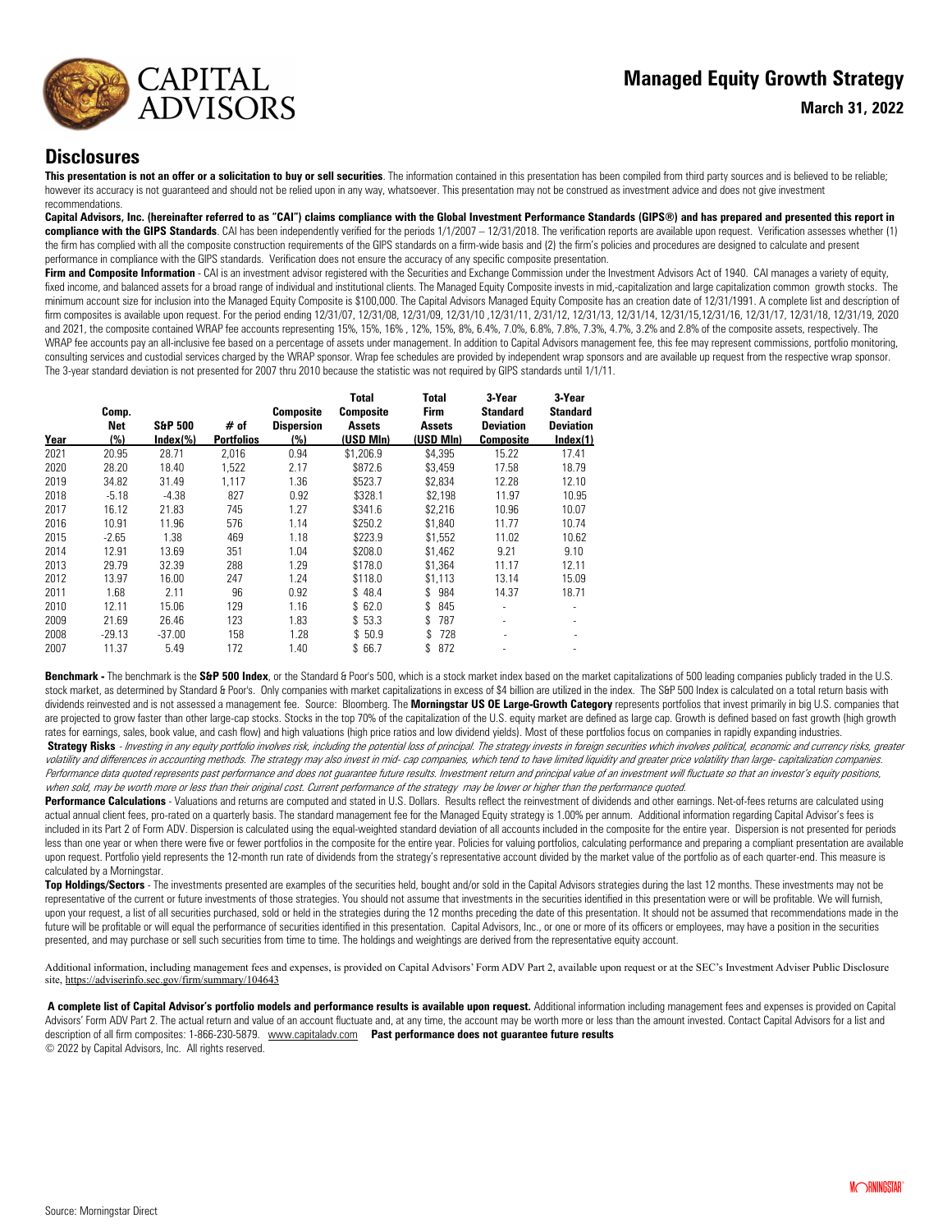# Managed Equity Growth Strategy

**March 31, 2022**

## Disclosures

**This presentation is not an offer or a solicitation to buy or sell securities**. The information contained in this presentation has been compiled from third party sources and is believed to be reliable; however its accuracy is not guaranteed and should not be relied upon in any way, whatsoever. This presentation may not be construed as investment advice and does not give investment recommendations.

**Capital Advisors, Inc. (hereinafter referred to as "CAI") claims compliance with the Global Investment Performance Standards (GIPS®) and has prepared and presented this report in compliance with the GIPS Standards**. CAI has been independently verified for the periods 1/1/2007 – 12/31/2018. The verification reports are available upon request. Verification assesses whether (1) the firm has complied with all the composite construction requirements of the GIPS standards on a firm-wide basis and (2) the firm's policies and procedures are designed to calculate and present performance in compliance with the GIPS standards. Verification does not ensure the accuracy of any specific composite presentation.

**Firm and Composite Information** - CAI is an investment advisor registered with the Securities and Exchange Commission under the Investment Advisors Act of 1940. CAI manages a variety of equity, fixed income, and balanced assets for a broad range of individual and institutional clients. The Managed Equity Composite invests in mid,-capitalization and large capitalization common growth stocks. The minimum account size for inclusion into the Managed Equity Composite is $100,000. The Capital Advisors Managed Equity Composite has an creation date of 12/31/1991. A complete list and description of firm composites is available upon request. For the period ending 12/31/07, 12/31/08, 12/31/09, 12/31/10 ,12/31/11, 2/31/12, 12/31/13, 12/31/14, 12/31/15,12/31/16, 12/31/17, 12/31/18, 12/31/19, 2020 and 2021, the composite contained WRAP fee accounts representing 15%, 15%, 16% , 12%, 15%, 8%, 6.4%, 7.0%, 6.8%, 7.8%, 7.3%, 4.7%, 3.2% and 2.8% of the composite assets, respectively. The WRAP fee accounts pay an all-inclusive fee based on a percentage of assets under management. In addition to Capital Advisors management fee, this fee may represent commissions, portfolio monitoring, consulting services and custodial services charged by the WRAP sponsor. Wrap fee schedules are provided by independent wrap sponsors and are available up request from the respective wrap sponsor. The 3-year standard deviation is not presented for 2007 thru 2010 because the statistic was not required by GIPS standards until 1/1/11.

| Year | Comp. Net (%) | S&P 500 Index(%) | # of Portfolios | Composite Dispersion (%) | Total Composite Assets (USD Mln) | Total Firm Assets (USD Mln) | 3-Year Standard Deviation Composite | 3-Year Standard Deviation Index(1) |
|---|---|---|---|---|---|---|---|---|
| 2021 | 20.95 | 28.71 | 2,016 | 0.94 | $1,206.9 | $4,395 | 15.22 | 17.41 |
| 2020 | 28.20 | 18.40 | 1,522 | 2.17 | $872.6 | $3,459 | 17.58 | 18.79 |
| 2019 | 34.82 | 31.49 | 1,117 | 1.36 | $523.7 | $2,834 | 12.28 | 12.10 |
| 2018 | -5.18 | -4.38 | 827 | 0.92 | $328.1 | $2,198 | 11.97 | 10.95 |
| 2017 | 16.12 | 21.83 | 745 | 1.27 | $341.6 | $2,216 | 10.96 | 10.07 |
| 2016 | 10.91 | 11.96 | 576 | 1.14 | $250.2 | $1,840 | 11.77 | 10.74 |
| 2015 | -2.65 | 1.38 | 469 | 1.18 | $223.9 | $1,552 | 11.02 | 10.62 |
| 2014 | 12.91 | 13.69 | 351 | 1.04 | $208.0 | $1,462 | 9.21 | 9.10 |
| 2013 | 29.79 | 32.39 | 288 | 1.29 | $178.0 | $1,364 | 11.17 | 12.11 |
| 2012 | 13.97 | 16.00 | 247 | 1.24 | $118.0 | $1,113 | 13.14 | 15.09 |
| 2011 | 1.68 | 2.11 | 96 | 0.92 | $ 48.4 | $ 984 | 14.37 | 18.71 |
| 2010 | 12.11 | 15.06 | 129 | 1.16 | $ 62.0 | $ 845 | - | - |
| 2009 | 21.69 | 26.46 | 123 | 1.83 | $ 53.3 | $ 787 | - | - |
| 2008 | -29.13 | -37.00 | 158 | 1.28 | $ 50.9 | $ 728 | - | - |
| 2007 | 11.37 | 5.49 | 172 | 1.40 | $ 66.7 | $ 872 | - | - |

**Benchmark -** The benchmark is the **S&P 500 Index**, or the Standard & Poor's 500, which is a stock market index based on the market capitalizations of 500 leading companies publicly traded in the U.S. stock market, as determined by Standard & Poor's. Only companies with market capitalizations in excess of $4 billion are utilized in the index. The S&P 500 Index is calculated on a total return basis with dividends reinvested and is not assessed a management fee. Source: Bloomberg. The **Morningstar US OE Large-Growth Category** represents portfolios that invest primarily in big U.S. companies that are projected to grow faster than other large-cap stocks. Stocks in the top 70% of the capitalization of the U.S. equity market are defined as large cap. Growth is defined based on fast growth (high growth rates for earnings, sales, book value, and cash flow) and high valuations (high price ratios and low dividend yields). Most of these portfolios focus on companies in rapidly expanding industries.

**Strategy Risks** - *Investing in any equity portfolio involves risk, including the potential loss of principal. The strategy invests in foreign securities which involves political, economic and currency risks, greater volatility and differences in accounting methods. The strategy may also invest in mid- cap companies, which tend to have limited liquidity and greater price volatility than large- capitalization companies. Performance data quoted represents past performance and does not guarantee future results. Investment return and principal value of an investment will fluctuate so that an investor's equity positions, when sold, may be worth more or less than their original cost. Current performance of the strategy may be lower or higher than the performance quoted.*

**Performance Calculations** - Valuations and returns are computed and stated in U.S. Dollars. Results reflect the reinvestment of dividends and other earnings. Net-of-fees returns are calculated using actual annual client fees, pro-rated on a quarterly basis. The standard management fee for the Managed Equity strategy is 1.00% per annum. Additional information regarding Capital Advisor's fees is included in its Part 2 of Form ADV. Dispersion is calculated using the equal-weighted standard deviation of all accounts included in the composite for the entire year. Dispersion is not presented for periods less than one year or when there were five or fewer portfolios in the composite for the entire year. Policies for valuing portfolios, calculating performance and preparing a compliant presentation are available upon request. Portfolio yield represents the 12-month run rate of dividends from the strategy's representative account divided by the market value of the portfolio as of each quarter-end. This measure is calculated by a Morningstar.

**Top Holdings/Sectors** - The investments presented are examples of the securities held, bought and/or sold in the Capital Advisors strategies during the last 12 months. These investments may not be representative of the current or future investments of those strategies. You should not assume that investments in the securities identified in this presentation were or will be profitable. We will furnish, upon your request, a list of all securities purchased, sold or held in the strategies during the 12 months preceding the date of this presentation. It should not be assumed that recommendations made in the future will be profitable or will equal the performance of securities identified in this presentation. Capital Advisors, Inc., or one or more of its officers or employees, may have a position in the securities presented, and may purchase or sell such securities from time to time. The holdings and weightings are derived from the representative equity account.

Additional information, including management fees and expenses, is provided on Capital Advisors' Form ADV Part 2, available upon request or at the SEC's Investment Adviser Public Disclosure site, https://adviserinfo.sec.gov/firm/summary/104643

**A complete list of Capital Advisor's portfolio models and performance results is available upon request.** Additional information including management fees and expenses is provided on Capital Advisors' Form ADV Part 2. The actual return and value of an account fluctuate and, at any time, the account may be worth more or less than the amount invested. Contact Capital Advisors for a list and description of all firm composites: 1-866-230-5879. www.capitaladv.com **Past performance does not guarantee future results**

© 2022 by Capital Advisors, Inc. All rights reserved.

Source: Morningstar Direct